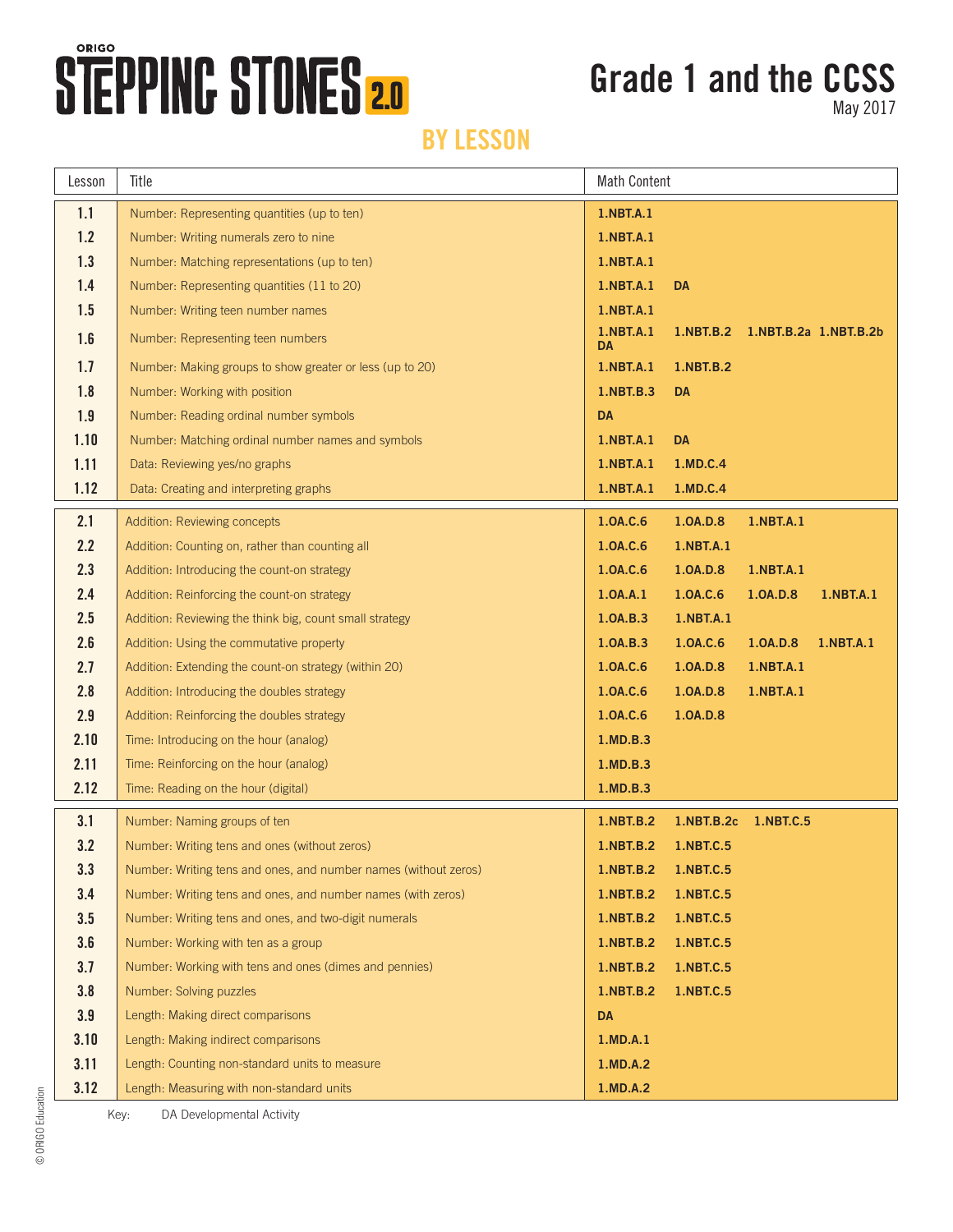# ORIGO STEPPING STONES 2.0

# Grade 1 and the CCSS

May 2017

## BY LESSON

| Lesson | Title | Math Content |
|---|---|---|
| 1.1 | Number: Representing quantities (up to ten) | 1.NBT.A.1 |
| 1.2 | Number: Writing numerals zero to nine | 1.NBT.A.1 |
| 1.3 | Number: Matching representations (up to ten) | 1.NBT.A.1 |
| 1.4 | Number: Representing quantities (11 to 20) | 1.NBT.A.1 DA |
| 1.5 | Number: Writing teen number names | 1.NBT.A.1 |
| 1.6 | Number: Representing teen numbers | 1.NBT.A.1 1.NBT.B.2 1.NBT.B.2a 1.NBT.B.2b DA |
| 1.7 | Number: Making groups to show greater or less (up to 20) | 1.NBT.A.1 1.NBT.B.2 |
| 1.8 | Number: Working with position | 1.NBT.B.3 DA |
| 1.9 | Number: Reading ordinal number symbols | DA |
| 1.10 | Number: Matching ordinal number names and symbols | 1.NBT.A.1 DA |
| 1.11 | Data: Reviewing yes/no graphs | 1.NBT.A.1 1.MD.C.4 |
| 1.12 | Data: Creating and interpreting graphs | 1.NBT.A.1 1.MD.C.4 |
| 2.1 | Addition: Reviewing concepts | 1.OA.C.6 1.OA.D.8 1.NBT.A.1 |
| 2.2 | Addition: Counting on, rather than counting all | 1.OA.C.6 1.NBT.A.1 |
| 2.3 | Addition: Introducing the count-on strategy | 1.OA.C.6 1.OA.D.8 1.NBT.A.1 |
| 2.4 | Addition: Reinforcing the count-on strategy | 1.OA.A.1 1.OA.C.6 1.OA.D.8 1.NBT.A.1 |
| 2.5 | Addition: Reviewing the think big, count small strategy | 1.OA.B.3 1.NBT.A.1 |
| 2.6 | Addition: Using the commutative property | 1.OA.B.3 1.OA.C.6 1.OA.D.8 1.NBT.A.1 |
| 2.7 | Addition: Extending the count-on strategy (within 20) | 1.OA.C.6 1.OA.D.8 1.NBT.A.1 |
| 2.8 | Addition: Introducing the doubles strategy | 1.OA.C.6 1.OA.D.8 1.NBT.A.1 |
| 2.9 | Addition: Reinforcing the doubles strategy | 1.OA.C.6 1.OA.D.8 |
| 2.10 | Time: Introducing on the hour (analog) | 1.MD.B.3 |
| 2.11 | Time: Reinforcing on the hour (analog) | 1.MD.B.3 |
| 2.12 | Time: Reading on the hour (digital) | 1.MD.B.3 |
| 3.1 | Number: Naming groups of ten | 1.NBT.B.2 1.NBT.B.2c 1.NBT.C.5 |
| 3.2 | Number: Writing tens and ones (without zeros) | 1.NBT.B.2 1.NBT.C.5 |
| 3.3 | Number: Writing tens and ones, and number names (without zeros) | 1.NBT.B.2 1.NBT.C.5 |
| 3.4 | Number: Writing tens and ones, and number names (with zeros) | 1.NBT.B.2 1.NBT.C.5 |
| 3.5 | Number: Writing tens and ones, and two-digit numerals | 1.NBT.B.2 1.NBT.C.5 |
| 3.6 | Number: Working with ten as a group | 1.NBT.B.2 1.NBT.C.5 |
| 3.7 | Number: Working with tens and ones (dimes and pennies) | 1.NBT.B.2 1.NBT.C.5 |
| 3.8 | Number: Solving puzzles | 1.NBT.B.2 1.NBT.C.5 |
| 3.9 | Length: Making direct comparisons | DA |
| 3.10 | Length: Making indirect comparisons | 1.MD.A.1 |
| 3.11 | Length: Counting non-standard units to measure | 1.MD.A.2 |
| 3.12 | Length: Measuring with non-standard units | 1.MD.A.2 |

Key: DA Developmental Activity

© ORIGO Education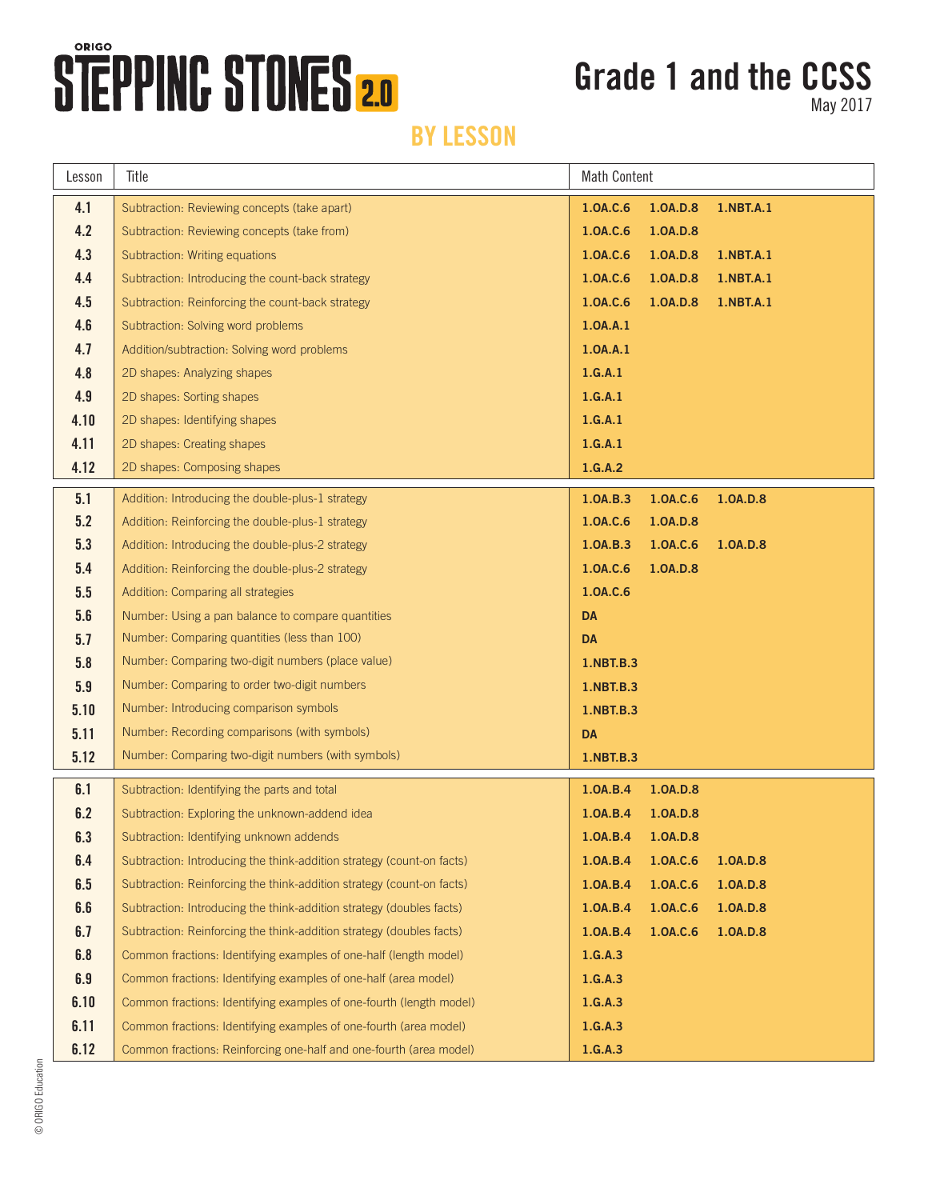# ORIGO STEPPING STONES 2.0

## Grade 1 and the CCSS

May 2017

### BY LESSON

| Lesson | Title | Math Content | | |
|---|---|---|---|---|
| 4.1 | Subtraction: Reviewing concepts (take apart) | 1.OA.C.6 | 1.OA.D.8 | 1.NBT.A.1 |
| 4.2 | Subtraction: Reviewing concepts (take from) | 1.OA.C.6 | 1.OA.D.8 | |
| 4.3 | Subtraction: Writing equations | 1.OA.C.6 | 1.OA.D.8 | 1.NBT.A.1 |
| 4.4 | Subtraction: Introducing the count-back strategy | 1.OA.C.6 | 1.OA.D.8 | 1.NBT.A.1 |
| 4.5 | Subtraction: Reinforcing the count-back strategy | 1.OA.C.6 | 1.OA.D.8 | 1.NBT.A.1 |
| 4.6 | Subtraction: Solving word problems | 1.OA.A.1 | | |
| 4.7 | Addition/subtraction: Solving word problems | 1.OA.A.1 | | |
| 4.8 | 2D shapes: Analyzing shapes | 1.G.A.1 | | |
| 4.9 | 2D shapes: Sorting shapes | 1.G.A.1 | | |
| 4.10 | 2D shapes: Identifying shapes | 1.G.A.1 | | |
| 4.11 | 2D shapes: Creating shapes | 1.G.A.1 | | |
| 4.12 | 2D shapes: Composing shapes | 1.G.A.2 | | |
| 5.1 | Addition: Introducing the double-plus-1 strategy | 1.OA.B.3 | 1.OA.C.6 | 1.OA.D.8 |
| 5.2 | Addition: Reinforcing the double-plus-1 strategy | 1.OA.C.6 | 1.OA.D.8 | |
| 5.3 | Addition: Introducing the double-plus-2 strategy | 1.OA.B.3 | 1.OA.C.6 | 1.OA.D.8 |
| 5.4 | Addition: Reinforcing the double-plus-2 strategy | 1.OA.C.6 | 1.OA.D.8 | |
| 5.5 | Addition: Comparing all strategies | 1.OA.C.6 | | |
| 5.6 | Number: Using a pan balance to compare quantities | DA | | |
| 5.7 | Number: Comparing quantities (less than 100) | DA | | |
| 5.8 | Number: Comparing two-digit numbers (place value) | 1.NBT.B.3 | | |
| 5.9 | Number: Comparing to order two-digit numbers | 1.NBT.B.3 | | |
| 5.10 | Number: Introducing comparison symbols | 1.NBT.B.3 | | |
| 5.11 | Number: Recording comparisons (with symbols) | DA | | |
| 5.12 | Number: Comparing two-digit numbers (with symbols) | 1.NBT.B.3 | | |
| 6.1 | Subtraction: Identifying the parts and total | 1.OA.B.4 | 1.OA.D.8 | |
| 6.2 | Subtraction: Exploring the unknown-addend idea | 1.OA.B.4 | 1.OA.D.8 | |
| 6.3 | Subtraction: Identifying unknown addends | 1.OA.B.4 | 1.OA.D.8 | |
| 6.4 | Subtraction: Introducing the think-addition strategy (count-on facts) | 1.OA.B.4 | 1.OA.C.6 | 1.OA.D.8 |
| 6.5 | Subtraction: Reinforcing the think-addition strategy (count-on facts) | 1.OA.B.4 | 1.OA.C.6 | 1.OA.D.8 |
| 6.6 | Subtraction: Introducing the think-addition strategy (doubles facts) | 1.OA.B.4 | 1.OA.C.6 | 1.OA.D.8 |
| 6.7 | Subtraction: Reinforcing the think-addition strategy (doubles facts) | 1.OA.B.4 | 1.OA.C.6 | 1.OA.D.8 |
| 6.8 | Common fractions: Identifying examples of one-half (length model) | 1.G.A.3 | | |
| 6.9 | Common fractions: Identifying examples of one-half (area model) | 1.G.A.3 | | |
| 6.10 | Common fractions: Identifying examples of one-fourth (length model) | 1.G.A.3 | | |
| 6.11 | Common fractions: Identifying examples of one-fourth (area model) | 1.G.A.3 | | |
| 6.12 | Common fractions: Reinforcing one-half and one-fourth (area model) | 1.G.A.3 | | |

© ORIGO Education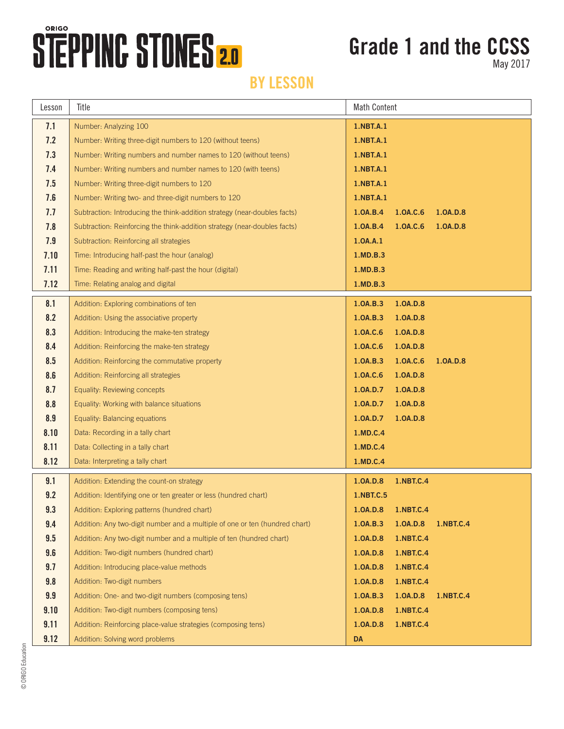ORIGO STEPPING STONES 2.0

# Grade 1 and the CCSS

May 2017

## BY LESSON

| Lesson | Title | Math Content |
|---|---|---|
| 7.1 | Number: Analyzing 100 | **1.NBT.A.1** |
| 7.2 | Number: Writing three-digit numbers to 120 (without teens) | **1.NBT.A.1** |
| 7.3 | Number: Writing numbers and number names to 120 (without teens) | **1.NBT.A.1** |
| 7.4 | Number: Writing numbers and number names to 120 (with teens) | **1.NBT.A.1** |
| 7.5 | Number: Writing three-digit numbers to 120 | **1.NBT.A.1** |
| 7.6 | Number: Writing two- and three-digit numbers to 120 | **1.NBT.A.1** |
| 7.7 | Subtraction: Introducing the think-addition strategy (near-doubles facts) | **1.OA.B.4 1.OA.C.6 1.OA.D.8** |
| 7.8 | Subtraction: Reinforcing the think-addition strategy (near-doubles facts) | **1.OA.B.4 1.OA.C.6 1.OA.D.8** |
| 7.9 | Subtraction: Reinforcing all strategies | **1.OA.A.1** |
| 7.10 | Time: Introducing half-past the hour (analog) | **1.MD.B.3** |
| 7.11 | Time: Reading and writing half-past the hour (digital) | **1.MD.B.3** |
| 7.12 | Time: Relating analog and digital | **1.MD.B.3** |
| 8.1 | Addition: Exploring combinations of ten | **1.OA.B.3 1.OA.D.8** |
| 8.2 | Addition: Using the associative property | **1.OA.B.3 1.OA.D.8** |
| 8.3 | Addition: Introducing the make-ten strategy | **1.OA.C.6 1.OA.D.8** |
| 8.4 | Addition: Reinforcing the make-ten strategy | **1.OA.C.6 1.OA.D.8** |
| 8.5 | Addition: Reinforcing the commutative property | **1.OA.B.3 1.OA.C.6 1.OA.D.8** |
| 8.6 | Addition: Reinforcing all strategies | **1.OA.C.6 1.OA.D.8** |
| 8.7 | Equality: Reviewing concepts | **1.OA.D.7 1.OA.D.8** |
| 8.8 | Equality: Working with balance situations | **1.OA.D.7 1.OA.D.8** |
| 8.9 | Equality: Balancing equations | **1.OA.D.7 1.OA.D.8** |
| 8.10 | Data: Recording in a tally chart | **1.MD.C.4** |
| 8.11 | Data: Collecting in a tally chart | **1.MD.C.4** |
| 8.12 | Data: Interpreting a tally chart | **1.MD.C.4** |
| 9.1 | Addition: Extending the count-on strategy | **1.OA.D.8 1.NBT.C.4** |
| 9.2 | Addition: Identifying one or ten greater or less (hundred chart) | **1.NBT.C.5** |
| 9.3 | Addition: Exploring patterns (hundred chart) | **1.OA.D.8 1.NBT.C.4** |
| 9.4 | Addition: Any two-digit number and a multiple of one or ten (hundred chart) | **1.OA.B.3 1.OA.D.8 1.NBT.C.4** |
| 9.5 | Addition: Any two-digit number and a multiple of ten (hundred chart) | **1.OA.D.8 1.NBT.C.4** |
| 9.6 | Addition: Two-digit numbers (hundred chart) | **1.OA.D.8 1.NBT.C.4** |
| 9.7 | Addition: Introducing place-value methods | **1.OA.D.8 1.NBT.C.4** |
| 9.8 | Addition: Two-digit numbers | **1.OA.D.8 1.NBT.C.4** |
| 9.9 | Addition: One- and two-digit numbers (composing tens) | **1.OA.B.3 1.OA.D.8 1.NBT.C.4** |
| 9.10 | Addition: Two-digit numbers (composing tens) | **1.OA.D.8 1.NBT.C.4** |
| 9.11 | Addition: Reinforcing place-value strategies (composing tens) | **1.OA.D.8 1.NBT.C.4** |
| 9.12 | Addition: Solving word problems | **DA** |

© ORIGO Education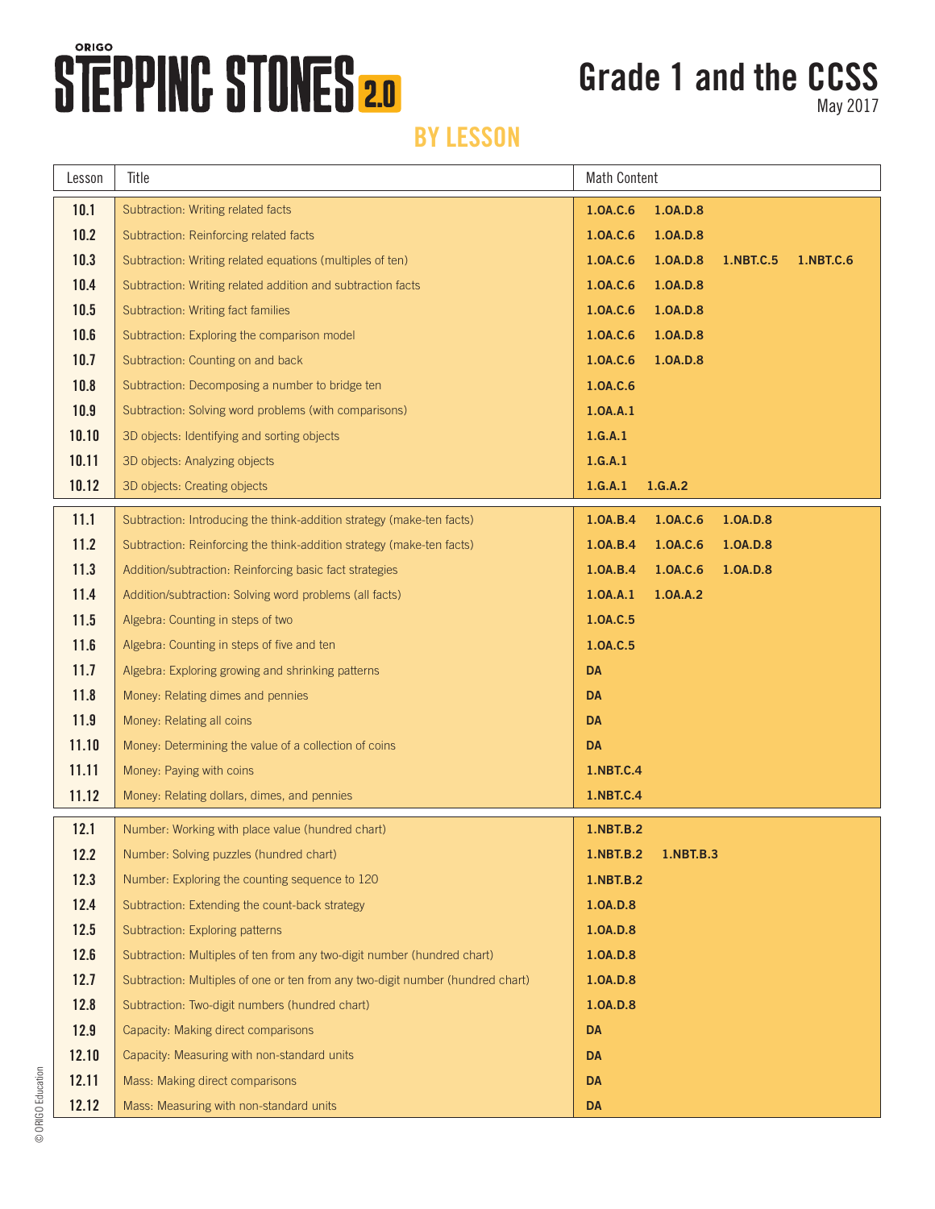ORIGO

# STEPPING STONES 2.0

# Grade 1 and the CCSS

May 2017

## BY LESSON

| Lesson | Title | Math Content |
|---|---|---|
| 10.1 | Subtraction: Writing related facts | 1.OA.C.6 1.OA.D.8 |
| 10.2 | Subtraction: Reinforcing related facts | 1.OA.C.6 1.OA.D.8 |
| 10.3 | Subtraction: Writing related equations (multiples of ten) | 1.OA.C.6 1.OA.D.8 1.NBT.C.5 1.NBT.C.6 |
| 10.4 | Subtraction: Writing related addition and subtraction facts | 1.OA.C.6 1.OA.D.8 |
| 10.5 | Subtraction: Writing fact families | 1.OA.C.6 1.OA.D.8 |
| 10.6 | Subtraction: Exploring the comparison model | 1.OA.C.6 1.OA.D.8 |
| 10.7 | Subtraction: Counting on and back | 1.OA.C.6 1.OA.D.8 |
| 10.8 | Subtraction: Decomposing a number to bridge ten | 1.OA.C.6 |
| 10.9 | Subtraction: Solving word problems (with comparisons) | 1.OA.A.1 |
| 10.10 | 3D objects: Identifying and sorting objects | 1.G.A.1 |
| 10.11 | 3D objects: Analyzing objects | 1.G.A.1 |
| 10.12 | 3D objects: Creating objects | 1.G.A.1 1.G.A.2 |
| 11.1 | Subtraction: Introducing the think-addition strategy (make-ten facts) | 1.OA.B.4 1.OA.C.6 1.OA.D.8 |
| 11.2 | Subtraction: Reinforcing the think-addition strategy (make-ten facts) | 1.OA.B.4 1.OA.C.6 1.OA.D.8 |
| 11.3 | Addition/subtraction: Reinforcing basic fact strategies | 1.OA.B.4 1.OA.C.6 1.OA.D.8 |
| 11.4 | Addition/subtraction: Solving word problems (all facts) | 1.OA.A.1 1.OA.A.2 |
| 11.5 | Algebra: Counting in steps of two | 1.OA.C.5 |
| 11.6 | Algebra: Counting in steps of five and ten | 1.OA.C.5 |
| 11.7 | Algebra: Exploring growing and shrinking patterns | DA |
| 11.8 | Money: Relating dimes and pennies | DA |
| 11.9 | Money: Relating all coins | DA |
| 11.10 | Money: Determining the value of a collection of coins | DA |
| 11.11 | Money: Paying with coins | 1.NBT.C.4 |
| 11.12 | Money: Relating dollars, dimes, and pennies | 1.NBT.C.4 |
| 12.1 | Number: Working with place value (hundred chart) | 1.NBT.B.2 |
| 12.2 | Number: Solving puzzles (hundred chart) | 1.NBT.B.2 1.NBT.B.3 |
| 12.3 | Number: Exploring the counting sequence to 120 | 1.NBT.B.2 |
| 12.4 | Subtraction: Extending the count-back strategy | 1.OA.D.8 |
| 12.5 | Subtraction: Exploring patterns | 1.OA.D.8 |
| 12.6 | Subtraction: Multiples of ten from any two-digit number (hundred chart) | 1.OA.D.8 |
| 12.7 | Subtraction: Multiples of one or ten from any two-digit number (hundred chart) | 1.OA.D.8 |
| 12.8 | Subtraction: Two-digit numbers (hundred chart) | 1.OA.D.8 |
| 12.9 | Capacity: Making direct comparisons | DA |
| 12.10 | Capacity: Measuring with non-standard units | DA |
| 12.11 | Mass: Making direct comparisons | DA |
| 12.12 | Mass: Measuring with non-standard units | DA |

© ORIGO Education